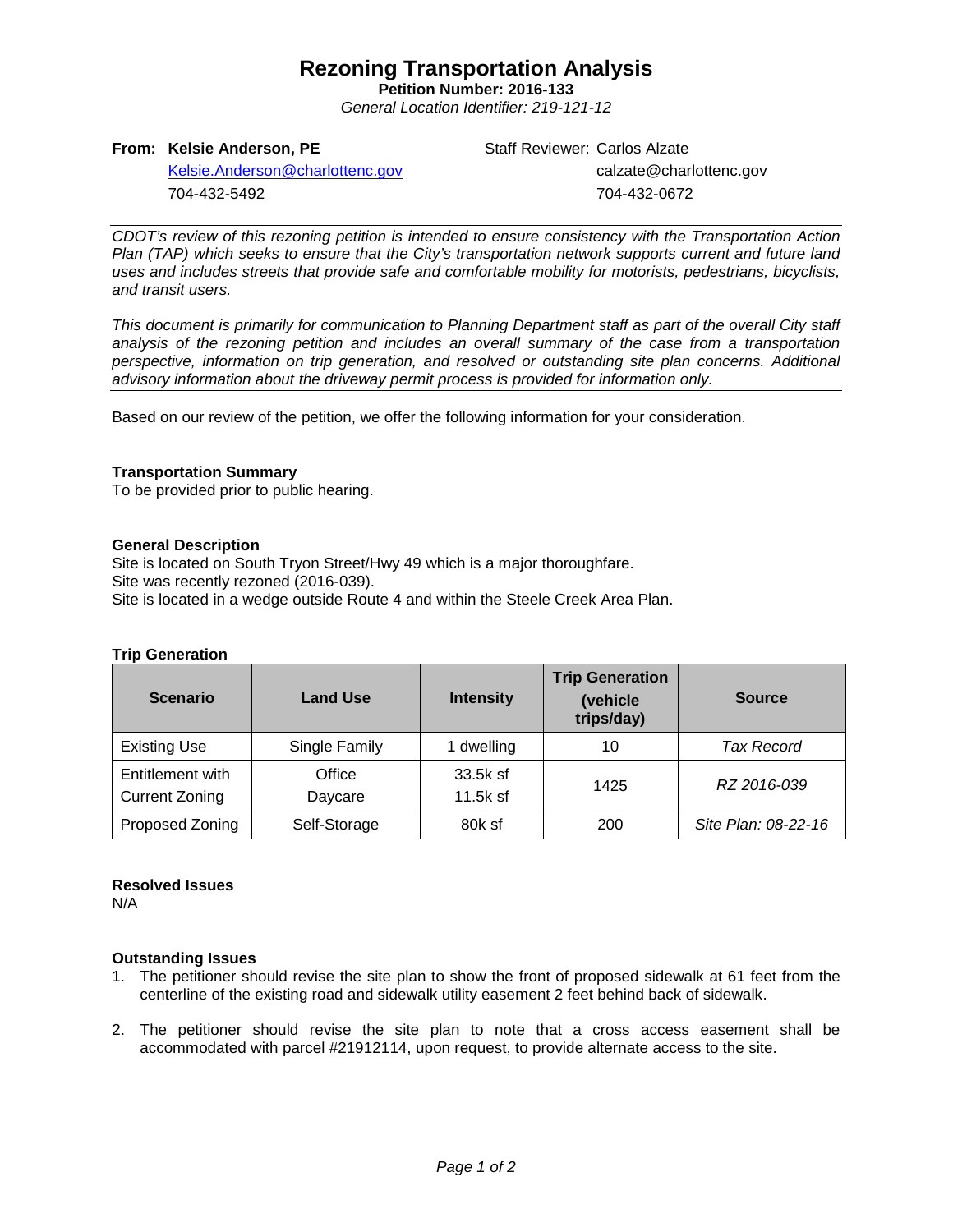# Rezoning Transportation Analysis

**Petition Number: 2016-133**

*General Location Identifier: 219-121-12*

**From: Kelsie Anderson, PE**
Kelsie.Anderson@charlottenc.gov
704-432-5492

Staff Reviewer: Carlos Alzate
calzate@charlottenc.gov
704-432-0672

---

*CDOT's review of this rezoning petition is intended to ensure consistency with the Transportation Action Plan (TAP) which seeks to ensure that the City's transportation network supports current and future land uses and includes streets that provide safe and comfortable mobility for motorists, pedestrians, bicyclists, and transit users.*

*This document is primarily for communication to Planning Department staff as part of the overall City staff analysis of the rezoning petition and includes an overall summary of the case from a transportation perspective, information on trip generation, and resolved or outstanding site plan concerns. Additional advisory information about the driveway permit process is provided for information only.*

---

Based on our review of the petition, we offer the following information for your consideration.

### Transportation Summary

To be provided prior to public hearing.

### General Description

Site is located on South Tryon Street/Hwy 49 which is a major thoroughfare.
Site was recently rezoned (2016-039).
Site is located in a wedge outside Route 4 and within the Steele Creek Area Plan.

### Trip Generation

| Scenario | Land Use | Intensity | Trip Generation (vehicle trips/day) | Source |
|---|---|---|---|---|
| Existing Use | Single Family | 1 dwelling | 10 | *Tax Record* |
| Entitlement with Current Zoning | Office<br>Daycare | 33.5k sf<br>11.5k sf | 1425 | *RZ 2016-039* |
| Proposed Zoning | Self-Storage | 80k sf | 200 | *Site Plan: 08-22-16* |

### Resolved Issues

N/A

### Outstanding Issues

1. The petitioner should revise the site plan to show the front of proposed sidewalk at 61 feet from the centerline of the existing road and sidewalk utility easement 2 feet behind back of sidewalk.

2. The petitioner should revise the site plan to note that a cross access easement shall be accommodated with parcel #21912114, upon request, to provide alternate access to the site.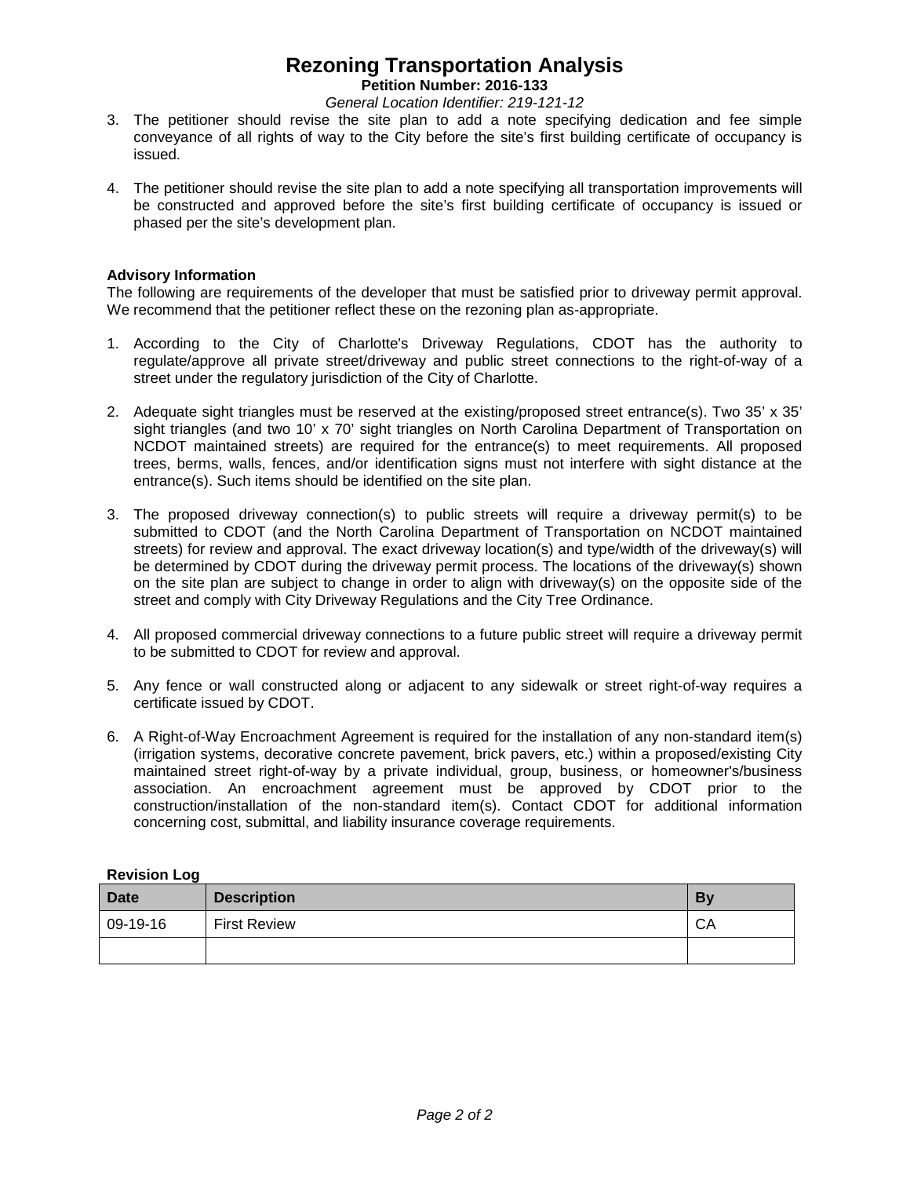3. The petitioner should revise the site plan to add a note specifying dedication and fee simple conveyance of all rights of way to the City before the site's first building certificate of occupancy is issued.

4. The petitioner should revise the site plan to add a note specifying all transportation improvements will be constructed and approved before the site's first building certificate of occupancy is issued or phased per the site's development plan.

**Advisory Information**

The following are requirements of the developer that must be satisfied prior to driveway permit approval. We recommend that the petitioner reflect these on the rezoning plan as-appropriate.

1. According to the City of Charlotte's Driveway Regulations, CDOT has the authority to regulate/approve all private street/driveway and public street connections to the right-of-way of a street under the regulatory jurisdiction of the City of Charlotte.

2. Adequate sight triangles must be reserved at the existing/proposed street entrance(s). Two 35' x 35' sight triangles (and two 10' x 70' sight triangles on North Carolina Department of Transportation on NCDOT maintained streets) are required for the entrance(s) to meet requirements. All proposed trees, berms, walls, fences, and/or identification signs must not interfere with sight distance at the entrance(s). Such items should be identified on the site plan.

3. The proposed driveway connection(s) to public streets will require a driveway permit(s) to be submitted to CDOT (and the North Carolina Department of Transportation on NCDOT maintained streets) for review and approval. The exact driveway location(s) and type/width of the driveway(s) will be determined by CDOT during the driveway permit process. The locations of the driveway(s) shown on the site plan are subject to change in order to align with driveway(s) on the opposite side of the street and comply with City Driveway Regulations and the City Tree Ordinance.

4. All proposed commercial driveway connections to a future public street will require a driveway permit to be submitted to CDOT for review and approval.

5. Any fence or wall constructed along or adjacent to any sidewalk or street right-of-way requires a certificate issued by CDOT.

6. A Right-of-Way Encroachment Agreement is required for the installation of any non-standard item(s) (irrigation systems, decorative concrete pavement, brick pavers, etc.) within a proposed/existing City maintained street right-of-way by a private individual, group, business, or homeowner's/business association. An encroachment agreement must be approved by CDOT prior to the construction/installation of the non-standard item(s). Contact CDOT for additional information concerning cost, submittal, and liability insurance coverage requirements.

**Revision Log**

| Date | Description | By |
|---|---|---|
| 09-19-16 | First Review | CA |
| | | |